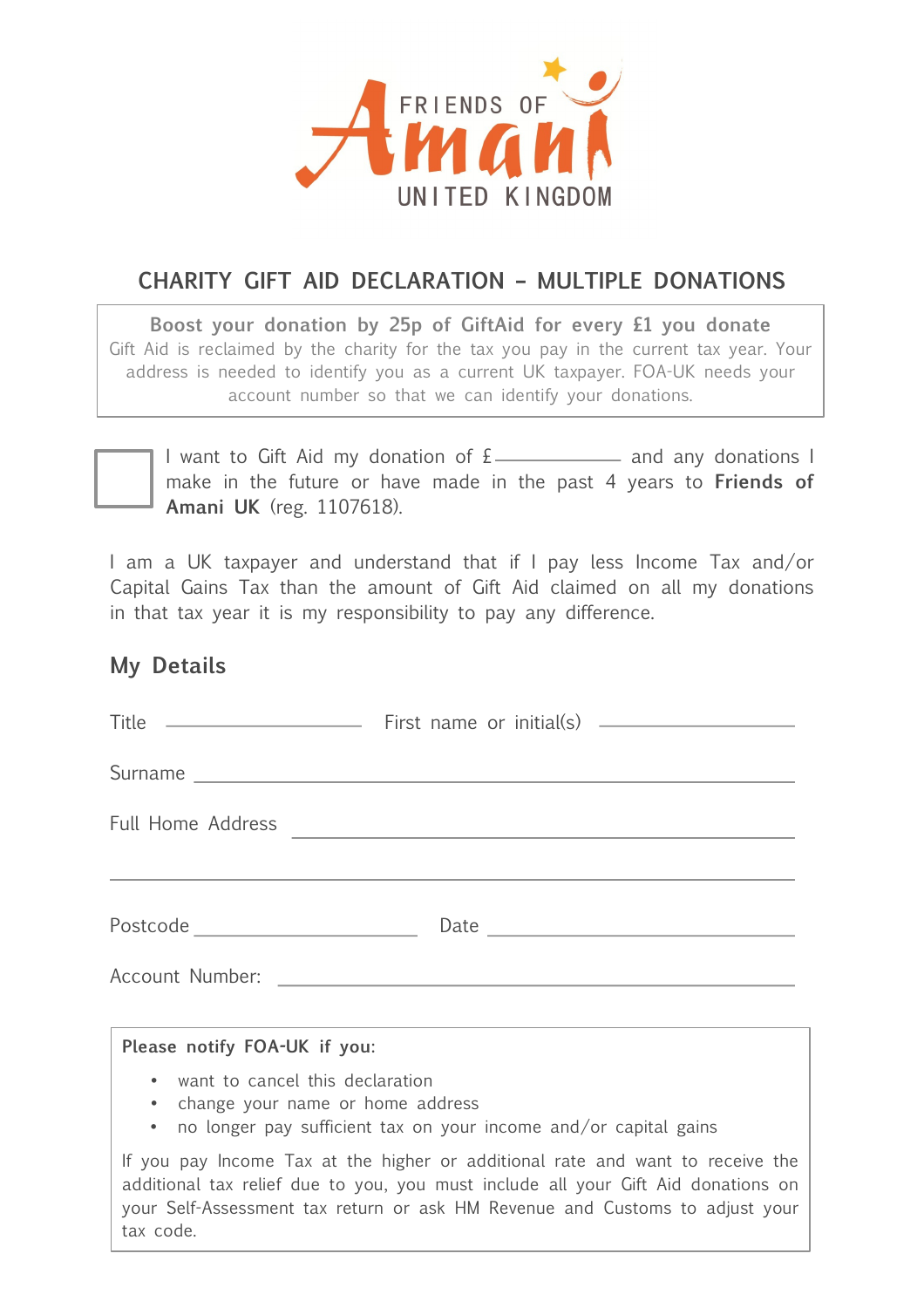FRIENDS OF **Amani** UNITED KINGDOM

# CHARITY GIFT AID DECLARATION – MULTIPLE DONATIONS

**Boost your donation by 25p of GiftAid for every £1 you donate**

Gift Aid is reclaimed by the charity for the tax you pay in the current tax year. Your address is needed to identify you as a current UK taxpayer. FOA-UK needs your account number so that we can identify your donations.

☐ I want to Gift Aid my donation of £__________ and any donations I make in the future or have made in the past 4 years to **Friends of Amani UK** (reg. 1107618).

I am a UK taxpayer and understand that if I pay less Income Tax and/or Capital Gains Tax than the amount of Gift Aid claimed on all my donations in that tax year it is my responsibility to pay any difference.

## My Details

Title __________________ First name or initial(s) __________________

Surname ______________________________________________

Full Home Address ______________________________________________

______________________________________________

Postcode __________________ Date __________________

Account Number: ______________________________________________

**Please notify FOA-UK if you:**

- want to cancel this declaration
- change your name or home address
- no longer pay sufficient tax on your income and/or capital gains

If you pay Income Tax at the higher or additional rate and want to receive the additional tax relief due to you, you must include all your Gift Aid donations on your Self-Assessment tax return or ask HM Revenue and Customs to adjust your tax code.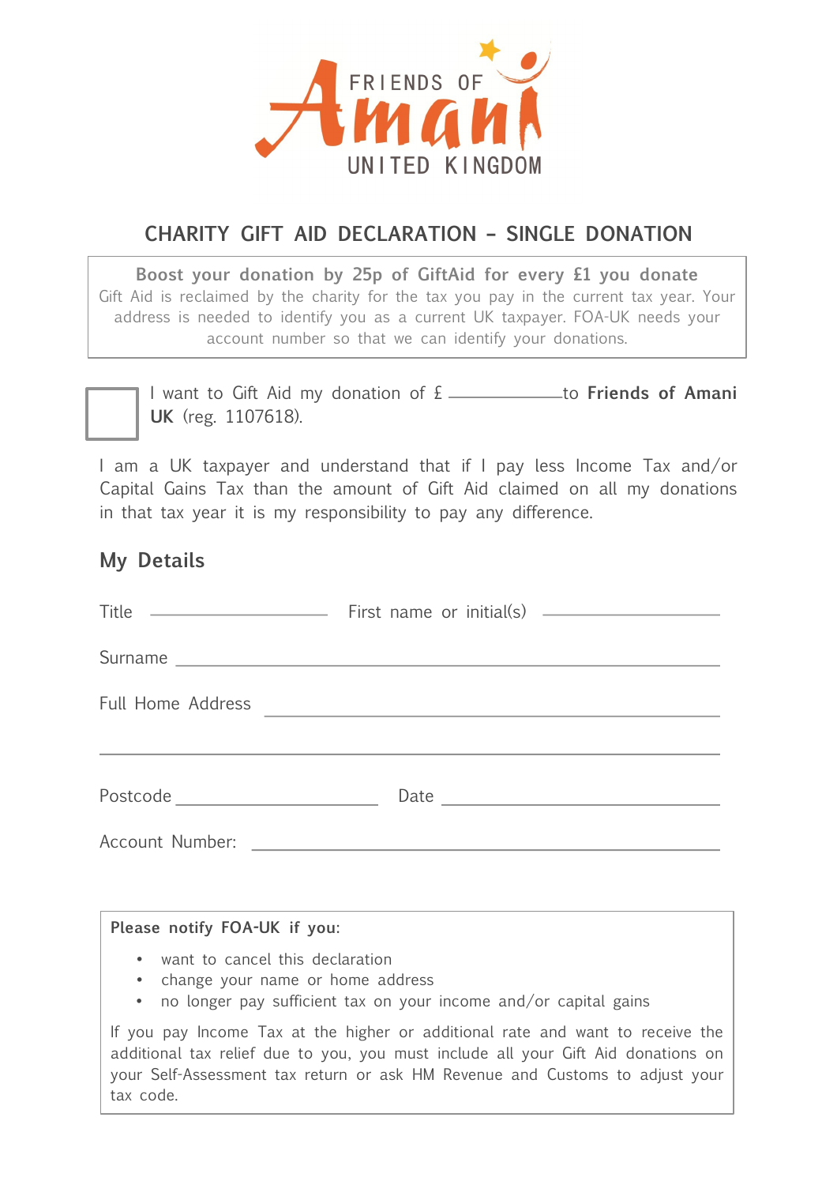FRIENDS OF Amani UNITED KINGDOM

## CHARITY GIFT AID DECLARATION – SINGLE DONATION

**Boost your donation by 25p of GiftAid for every £1 you donate**

Gift Aid is reclaimed by the charity for the tax you pay in the current tax year. Your address is needed to identify you as a current UK taxpayer. FOA-UK needs your account number so that we can identify your donations.

☐ I want to Gift Aid my donation of £ ____________ to **Friends of Amani UK** (reg. 1107618).

I am a UK taxpayer and understand that if I pay less Income Tax and/or Capital Gains Tax than the amount of Gift Aid claimed on all my donations in that tax year it is my responsibility to pay any difference.

### My Details

Title ____________ First name or initial(s) ____________

Surname ________________________________________

Full Home Address ________________________________

________________________________________________

Postcode ________________ Date ____________________

Account Number: __________________________________

**Please notify FOA-UK if you:**

- want to cancel this declaration
- change your name or home address
- no longer pay sufficient tax on your income and/or capital gains

If you pay Income Tax at the higher or additional rate and want to receive the additional tax relief due to you, you must include all your Gift Aid donations on your Self-Assessment tax return or ask HM Revenue and Customs to adjust your tax code.